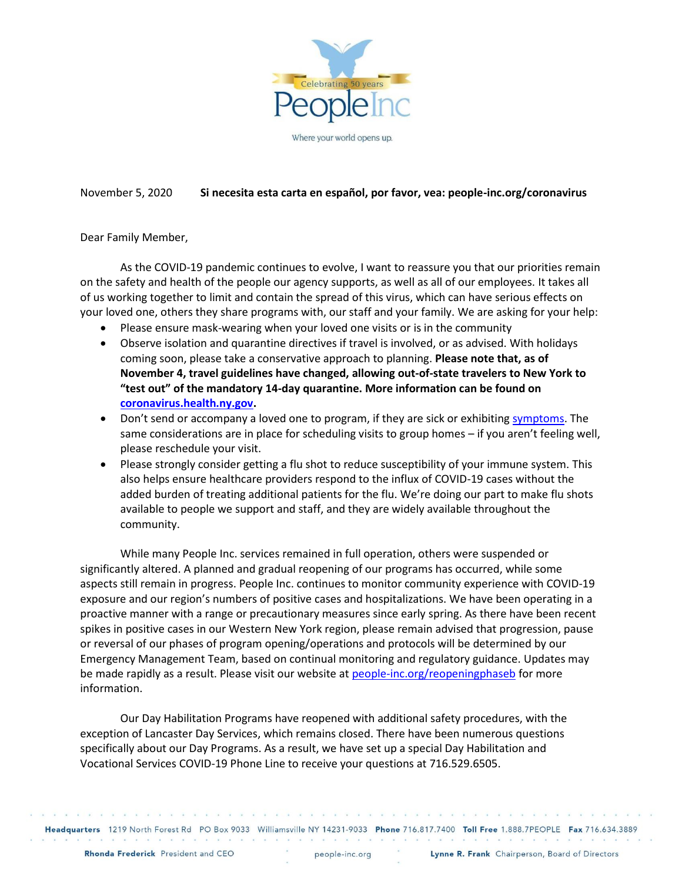Celebrating 50 years

People Inc

Where your world opens up.

November 5, 2020 **Si necesita esta carta en español, por favor, vea: people-inc.org/coronavirus**

Dear Family Member,

As the COVID-19 pandemic continues to evolve, I want to reassure you that our priorities remain on the safety and health of the people our agency supports, as well as all of our employees. It takes all of us working together to limit and contain the spread of this virus, which can have serious effects on your loved one, others they share programs with, our staff and your family. We are asking for your help:

- Please ensure mask-wearing when your loved one visits or is in the community
- Observe isolation and quarantine directives if travel is involved, or as advised. With holidays coming soon, please take a conservative approach to planning. **Please note that, as of November 4, travel guidelines have changed, allowing out-of-state travelers to New York to "test out" of the mandatory 14-day quarantine. More information can be found on coronavirus.health.ny.gov.**
- Don't send or accompany a loved one to program, if they are sick or exhibiting symptoms. The same considerations are in place for scheduling visits to group homes – if you aren't feeling well, please reschedule your visit.
- Please strongly consider getting a flu shot to reduce susceptibility of your immune system. This also helps ensure healthcare providers respond to the influx of COVID-19 cases without the added burden of treating additional patients for the flu. We're doing our part to make flu shots available to people we support and staff, and they are widely available throughout the community.

While many People Inc. services remained in full operation, others were suspended or significantly altered. A planned and gradual reopening of our programs has occurred, while some aspects still remain in progress. People Inc. continues to monitor community experience with COVID-19 exposure and our region's numbers of positive cases and hospitalizations. We have been operating in a proactive manner with a range or precautionary measures since early spring. As there have been recent spikes in positive cases in our Western New York region, please remain advised that progression, pause or reversal of our phases of program opening/operations and protocols will be determined by our Emergency Management Team, based on continual monitoring and regulatory guidance. Updates may be made rapidly as a result. Please visit our website at people-inc.org/reopeningphaseb for more information.

Our Day Habilitation Programs have reopened with additional safety procedures, with the exception of Lancaster Day Services, which remains closed. There have been numerous questions specifically about our Day Programs. As a result, we have set up a special Day Habilitation and Vocational Services COVID-19 Phone Line to receive your questions at 716.529.6505.

**Headquarters** 1219 North Forest Rd PO Box 9033 Williamsville NY 14231-9033 **Phone** 716.817.7400 **Toll Free** 1.888.7PEOPLE **Fax** 716.634.3889

**Rhonda Frederick** President and CEO people-inc.org **Lynne R. Frank** Chairperson, Board of Directors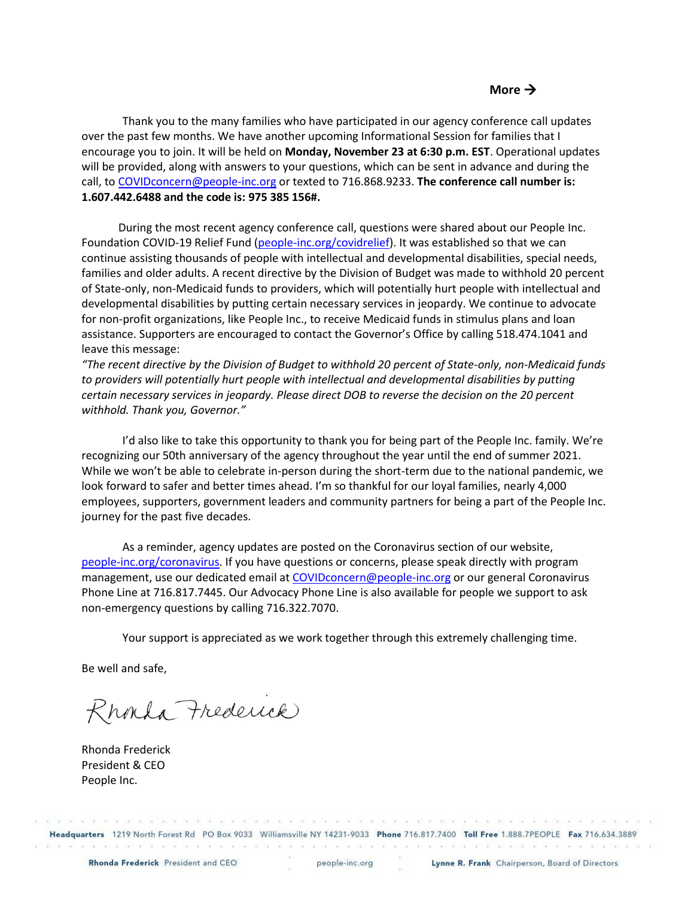**More →**

Thank you to the many families who have participated in our agency conference call updates over the past few months. We have another upcoming Informational Session for families that I encourage you to join. It will be held on **Monday, November 23 at 6:30 p.m. EST**. Operational updates will be provided, along with answers to your questions, which can be sent in advance and during the call, to COVIDconcern@people-inc.org or texted to 716.868.9233. **The conference call number is: 1.607.442.6488 and the code is: 975 385 156#.**

During the most recent agency conference call, questions were shared about our People Inc. Foundation COVID-19 Relief Fund (people-inc.org/covidrelief). It was established so that we can continue assisting thousands of people with intellectual and developmental disabilities, special needs, families and older adults. A recent directive by the Division of Budget was made to withhold 20 percent of State-only, non-Medicaid funds to providers, which will potentially hurt people with intellectual and developmental disabilities by putting certain necessary services in jeopardy. We continue to advocate for non-profit organizations, like People Inc., to receive Medicaid funds in stimulus plans and loan assistance. Supporters are encouraged to contact the Governor's Office by calling 518.474.1041 and leave this message:

*"The recent directive by the Division of Budget to withhold 20 percent of State-only, non-Medicaid funds to providers will potentially hurt people with intellectual and developmental disabilities by putting certain necessary services in jeopardy. Please direct DOB to reverse the decision on the 20 percent withhold. Thank you, Governor."*

I'd also like to take this opportunity to thank you for being part of the People Inc. family. We're recognizing our 50th anniversary of the agency throughout the year until the end of summer 2021. While we won't be able to celebrate in-person during the short-term due to the national pandemic, we look forward to safer and better times ahead. I'm so thankful for our loyal families, nearly 4,000 employees, supporters, government leaders and community partners for being a part of the People Inc. journey for the past five decades.

As a reminder, agency updates are posted on the Coronavirus section of our website, people-inc.org/coronavirus. If you have questions or concerns, please speak directly with program management, use our dedicated email at COVIDconcern@people-inc.org or our general Coronavirus Phone Line at 716.817.7445. Our Advocacy Phone Line is also available for people we support to ask non-emergency questions by calling 716.322.7070.

Your support is appreciated as we work together through this extremely challenging time.

Be well and safe,

Rhonda Frederick

Rhonda Frederick
President & CEO
People Inc.

**Headquarters** 1219 North Forest Rd PO Box 9033 Williamsville NY 14231-9033 **Phone** 716.817.7400 **Toll Free** 1.888.7PEOPLE **Fax** 716.634.3889

**Rhonda Frederick** President and CEO people-inc.org **Lynne R. Frank** Chairperson, Board of Directors